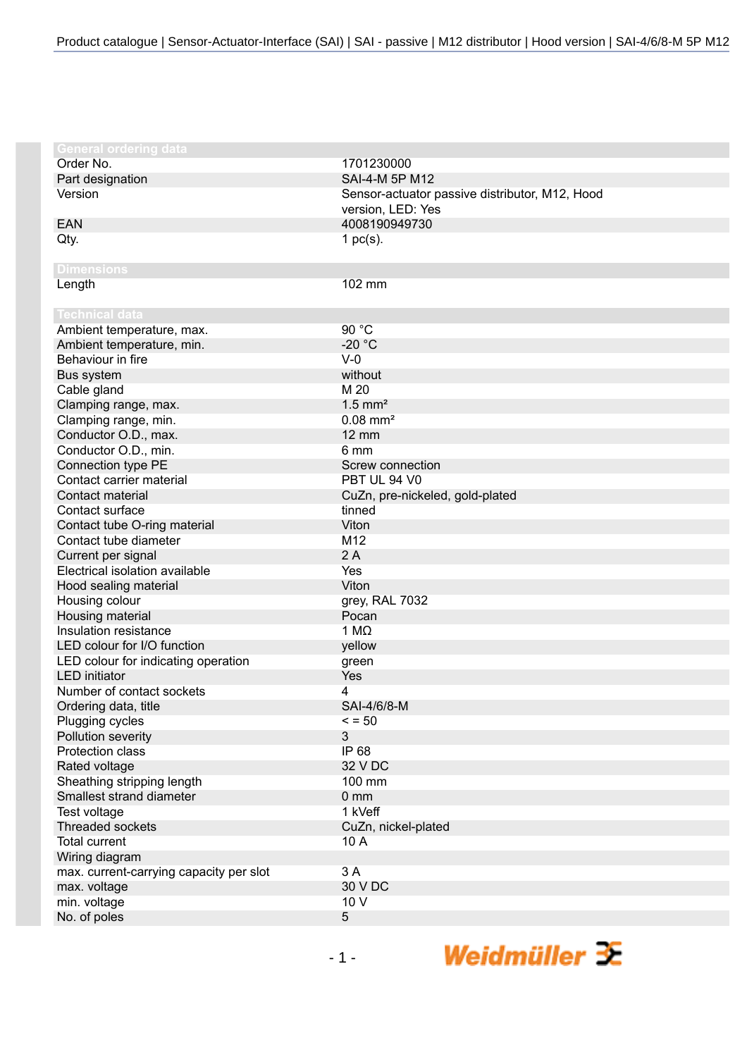Product catalogue | Sensor-Actuator-Interface (SAI) | SAI - passive | M12 distributor | Hood version | SAI-4/6/8-M 5P M12

## General ordering data

| | |
|---|---|
| Order No. | 1701230000 |
| Part designation | SAI-4-M 5P M12 |
| Version | Sensor-actuator passive distributor, M12, Hood version, LED: Yes |
| EAN | 4008190949730 |
| Qty. | 1 pc(s). |

## Dimensions

| | |
|---|---|
| Length | 102 mm |

## Technical data

| | |
|---|---|
| Ambient temperature, max. | 90 °C |
| Ambient temperature, min. | -20 °C |
| Behaviour in fire | V-0 |
| Bus system | without |
| Cable gland | M 20 |
| Clamping range, max. | 1.5 mm² |
| Clamping range, min. | 0.08 mm² |
| Conductor O.D., max. | 12 mm |
| Conductor O.D., min. | 6 mm |
| Connection type PE | Screw connection |
| Contact carrier material | PBT UL 94 V0 |
| Contact material | CuZn, pre-nickeled, gold-plated |
| Contact surface | tinned |
| Contact tube O-ring material | Viton |
| Contact tube diameter | M12 |
| Current per signal | 2 A |
| Electrical isolation available | Yes |
| Hood sealing material | Viton |
| Housing colour | grey, RAL 7032 |
| Housing material | Pocan |
| Insulation resistance | 1 MΩ |
| LED colour for I/O function | yellow |
| LED colour for indicating operation | green |
| LED initiator | Yes |
| Number of contact sockets | 4 |
| Ordering data, title | SAI-4/6/8-M |
| Plugging cycles | < = 50 |
| Pollution severity | 3 |
| Protection class | IP 68 |
| Rated voltage | 32 V DC |
| Sheathing stripping length | 100 mm |
| Smallest strand diameter | 0 mm |
| Test voltage | 1 kVeff |
| Threaded sockets | CuZn, nickel-plated |
| Total current | 10 A |
| Wiring diagram | |
| max. current-carrying capacity per slot | 3 A |
| max. voltage | 30 V DC |
| min. voltage | 10 V |
| No. of poles | 5 |

Weidmüller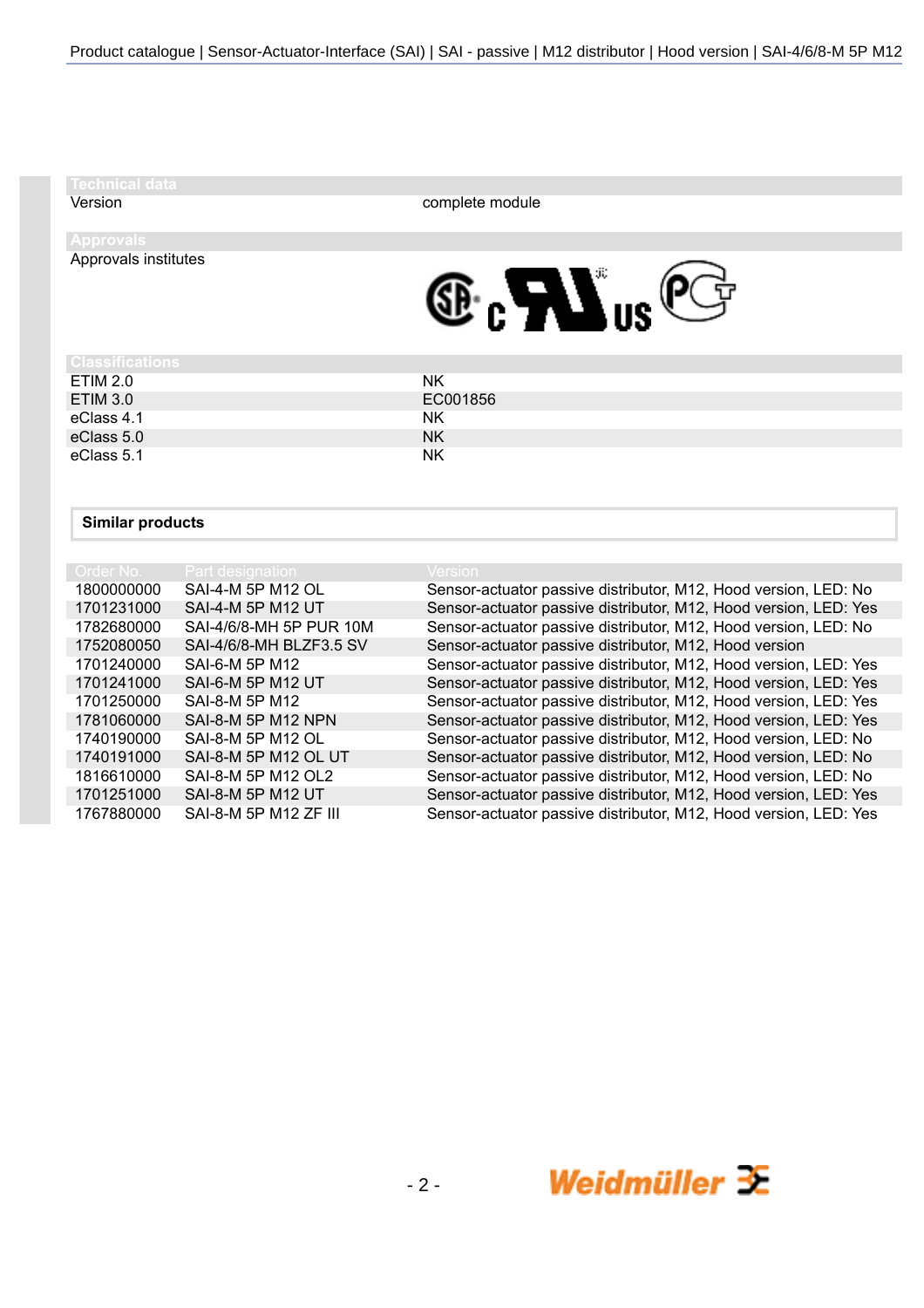## Technical data

| | |
|---|---|
| Version | complete module |

## Approvals

| | |
|---|---|
| Approvals institutes | |

## Classifications

| | |
|---|---|
| ETIM 2.0 | NK |
| ETIM 3.0 | EC001856 |
| eClass 4.1 | NK |
| eClass 5.0 | NK |
| eClass 5.1 | NK |

## Similar products

| Order No. | Part designation | Version |
|---|---|---|
| 1800000000 | SAI-4-M 5P M12 OL | Sensor-actuator passive distributor, M12, Hood version, LED: No |
| 1701231000 | SAI-4-M 5P M12 UT | Sensor-actuator passive distributor, M12, Hood version, LED: Yes |
| 1782680000 | SAI-4/6/8-MH 5P PUR 10M | Sensor-actuator passive distributor, M12, Hood version, LED: No |
| 1752080050 | SAI-4/6/8-MH BLZF3.5 SV | Sensor-actuator passive distributor, M12, Hood version |
| 1701240000 | SAI-6-M 5P M12 | Sensor-actuator passive distributor, M12, Hood version, LED: Yes |
| 1701241000 | SAI-6-M 5P M12 UT | Sensor-actuator passive distributor, M12, Hood version, LED: Yes |
| 1701250000 | SAI-8-M 5P M12 | Sensor-actuator passive distributor, M12, Hood version, LED: Yes |
| 1781060000 | SAI-8-M 5P M12 NPN | Sensor-actuator passive distributor, M12, Hood version, LED: Yes |
| 1740190000 | SAI-8-M 5P M12 OL | Sensor-actuator passive distributor, M12, Hood version, LED: No |
| 1740191000 | SAI-8-M 5P M12 OL UT | Sensor-actuator passive distributor, M12, Hood version, LED: No |
| 1816610000 | SAI-8-M 5P M12 OL2 | Sensor-actuator passive distributor, M12, Hood version, LED: No |
| 1701251000 | SAI-8-M 5P M12 UT | Sensor-actuator passive distributor, M12, Hood version, LED: Yes |
| 1767880000 | SAI-8-M 5P M12 ZF III | Sensor-actuator passive distributor, M12, Hood version, LED: Yes |